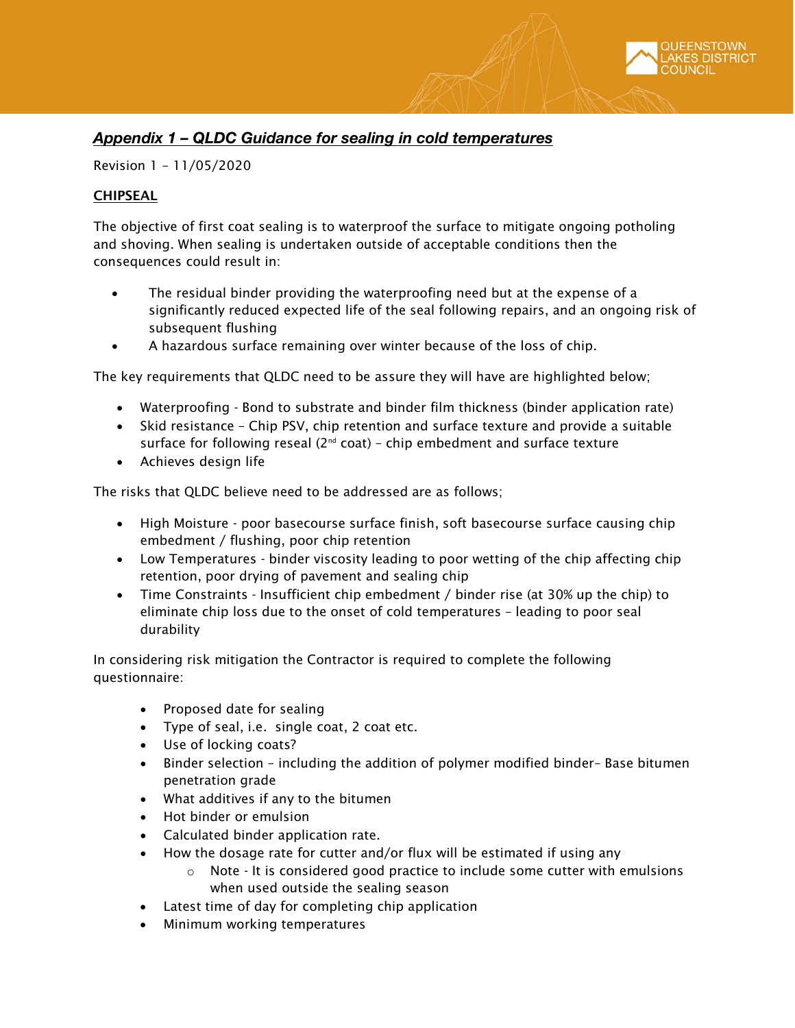## *Appendix 1 – QLDC Guidance for sealing in cold temperatures*

Revision 1 – 11/05/2020

**CHIPSEAL**

The objective of first coat sealing is to waterproof the surface to mitigate ongoing potholing and shoving. When sealing is undertaken outside of acceptable conditions then the consequences could result in:

- The residual binder providing the waterproofing need but at the expense of a significantly reduced expected life of the seal following repairs, and an ongoing risk of subsequent flushing
- A hazardous surface remaining over winter because of the loss of chip.

The key requirements that QLDC need to be assure they will have are highlighted below;

- Waterproofing - Bond to substrate and binder film thickness (binder application rate)
- Skid resistance – Chip PSV, chip retention and surface texture and provide a suitable surface for following reseal (2nd coat) – chip embedment and surface texture
- Achieves design life

The risks that QLDC believe need to be addressed are as follows;

- High Moisture - poor basecourse surface finish, soft basecourse surface causing chip embedment / flushing, poor chip retention
- Low Temperatures - binder viscosity leading to poor wetting of the chip affecting chip retention, poor drying of pavement and sealing chip
- Time Constraints - Insufficient chip embedment / binder rise (at 30% up the chip) to eliminate chip loss due to the onset of cold temperatures – leading to poor seal durability

In considering risk mitigation the Contractor is required to complete the following questionnaire:

- Proposed date for sealing
- Type of seal, i.e. single coat, 2 coat etc.
- Use of locking coats?
- Binder selection – including the addition of polymer modified binder– Base bitumen penetration grade
- What additives if any to the bitumen
- Hot binder or emulsion
- Calculated binder application rate.
- How the dosage rate for cutter and/or flux will be estimated if using any
  - Note - It is considered good practice to include some cutter with emulsions when used outside the sealing season
- Latest time of day for completing chip application
- Minimum working temperatures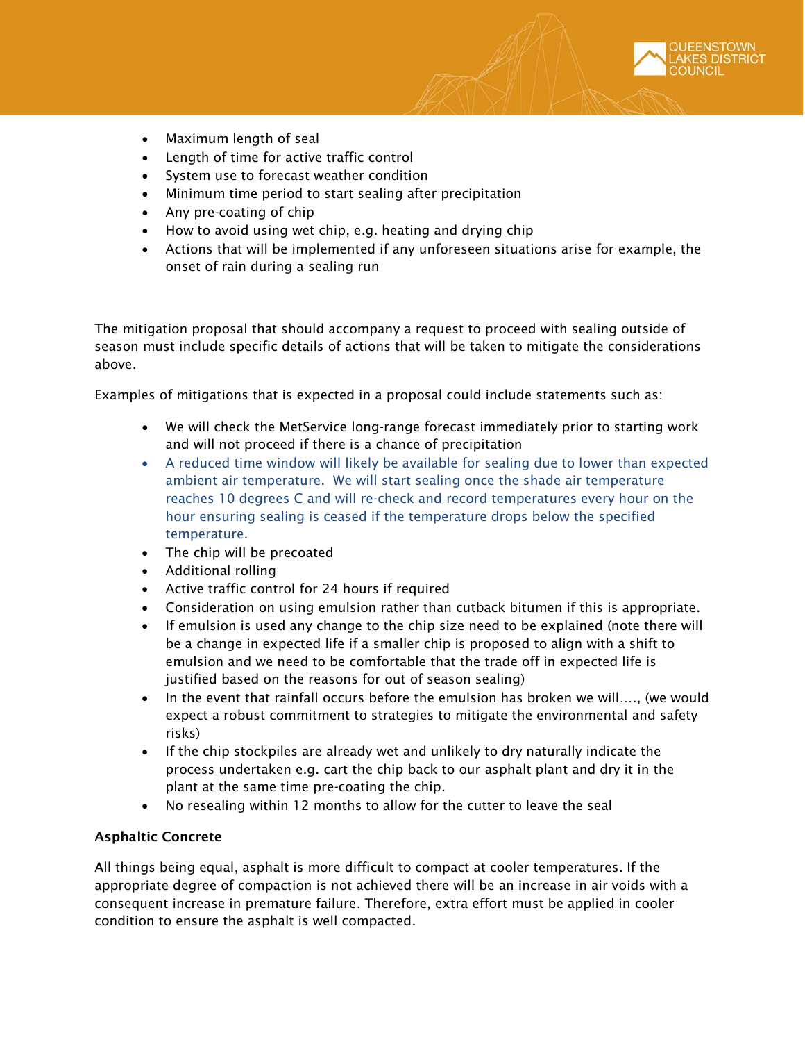- Maximum length of seal
- Length of time for active traffic control
- System use to forecast weather condition
- Minimum time period to start sealing after precipitation
- Any pre-coating of chip
- How to avoid using wet chip, e.g. heating and drying chip
- Actions that will be implemented if any unforeseen situations arise for example, the onset of rain during a sealing run

The mitigation proposal that should accompany a request to proceed with sealing outside of season must include specific details of actions that will be taken to mitigate the considerations above.

Examples of mitigations that is expected in a proposal could include statements such as:

- We will check the MetService long-range forecast immediately prior to starting work and will not proceed if there is a chance of precipitation
- A reduced time window will likely be available for sealing due to lower than expected ambient air temperature. We will start sealing once the shade air temperature reaches 10 degrees C and will re-check and record temperatures every hour on the hour ensuring sealing is ceased if the temperature drops below the specified temperature.
- The chip will be precoated
- Additional rolling
- Active traffic control for 24 hours if required
- Consideration on using emulsion rather than cutback bitumen if this is appropriate.
- If emulsion is used any change to the chip size need to be explained (note there will be a change in expected life if a smaller chip is proposed to align with a shift to emulsion and we need to be comfortable that the trade off in expected life is justified based on the reasons for out of season sealing)
- In the event that rainfall occurs before the emulsion has broken we will…., (we would expect a robust commitment to strategies to mitigate the environmental and safety risks)
- If the chip stockpiles are already wet and unlikely to dry naturally indicate the process undertaken e.g. cart the chip back to our asphalt plant and dry it in the plant at the same time pre-coating the chip.
- No resealing within 12 months to allow for the cutter to leave the seal

**Asphaltic Concrete**

All things being equal, asphalt is more difficult to compact at cooler temperatures. If the appropriate degree of compaction is not achieved there will be an increase in air voids with a consequent increase in premature failure. Therefore, extra effort must be applied in cooler condition to ensure the asphalt is well compacted.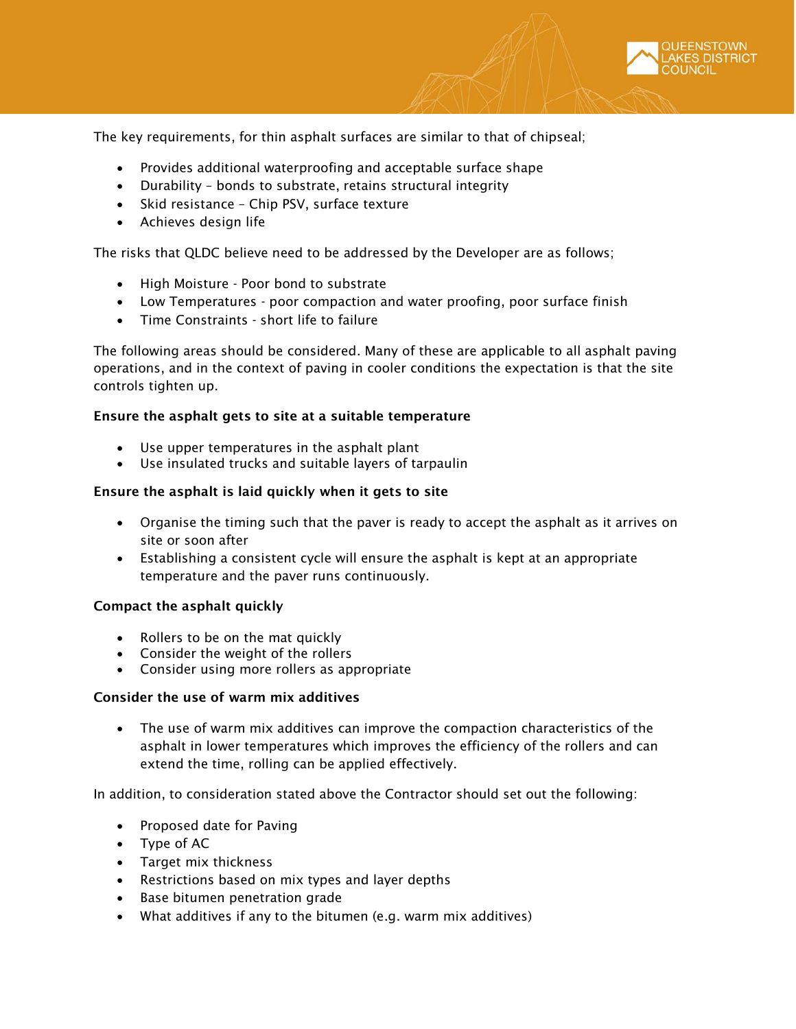The key requirements, for thin asphalt surfaces are similar to that of chipseal;

- Provides additional waterproofing and acceptable surface shape
- Durability – bonds to substrate, retains structural integrity
- Skid resistance – Chip PSV, surface texture
- Achieves design life

The risks that QLDC believe need to be addressed by the Developer are as follows;

- High Moisture - Poor bond to substrate
- Low Temperatures - poor compaction and water proofing, poor surface finish
- Time Constraints - short life to failure

The following areas should be considered. Many of these are applicable to all asphalt paving operations, and in the context of paving in cooler conditions the expectation is that the site controls tighten up.

**Ensure the asphalt gets to site at a suitable temperature**

- Use upper temperatures in the asphalt plant
- Use insulated trucks and suitable layers of tarpaulin

**Ensure the asphalt is laid quickly when it gets to site**

- Organise the timing such that the paver is ready to accept the asphalt as it arrives on site or soon after
- Establishing a consistent cycle will ensure the asphalt is kept at an appropriate temperature and the paver runs continuously.

**Compact the asphalt quickly**

- Rollers to be on the mat quickly
- Consider the weight of the rollers
- Consider using more rollers as appropriate

**Consider the use of warm mix additives**

- The use of warm mix additives can improve the compaction characteristics of the asphalt in lower temperatures which improves the efficiency of the rollers and can extend the time, rolling can be applied effectively.

In addition, to consideration stated above the Contractor should set out the following:

- Proposed date for Paving
- Type of AC
- Target mix thickness
- Restrictions based on mix types and layer depths
- Base bitumen penetration grade
- What additives if any to the bitumen (e.g. warm mix additives)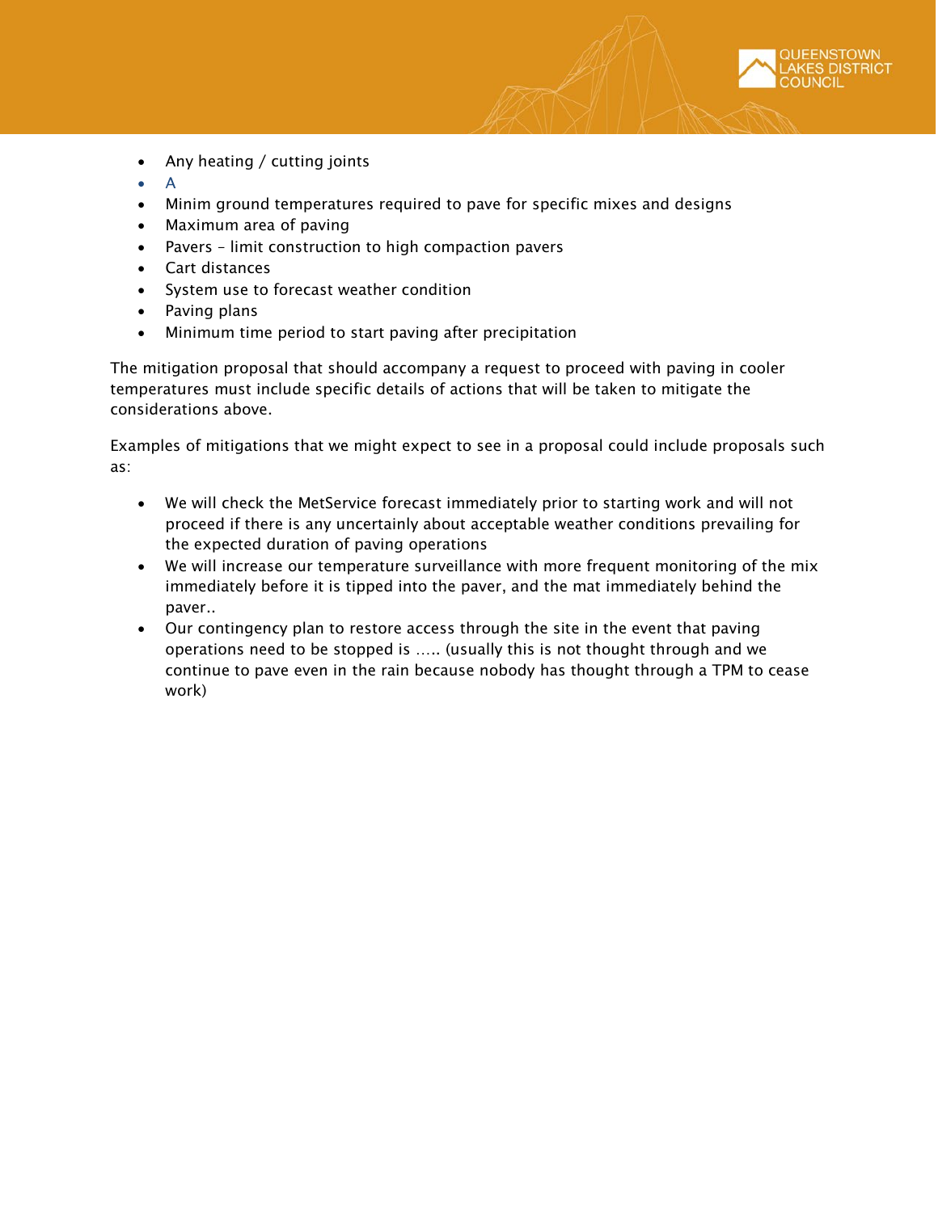- Any heating / cutting joints
- A
- Minim ground temperatures required to pave for specific mixes and designs
- Maximum area of paving
- Pavers – limit construction to high compaction pavers
- Cart distances
- System use to forecast weather condition
- Paving plans
- Minimum time period to start paving after precipitation

The mitigation proposal that should accompany a request to proceed with paving in cooler temperatures must include specific details of actions that will be taken to mitigate the considerations above.

Examples of mitigations that we might expect to see in a proposal could include proposals such as:

- We will check the MetService forecast immediately prior to starting work and will not proceed if there is any uncertainly about acceptable weather conditions prevailing for the expected duration of paving operations
- We will increase our temperature surveillance with more frequent monitoring of the mix immediately before it is tipped into the paver, and the mat immediately behind the paver..
- Our contingency plan to restore access through the site in the event that paving operations need to be stopped is ….. (usually this is not thought through and we continue to pave even in the rain because nobody has thought through a TPM to cease work)